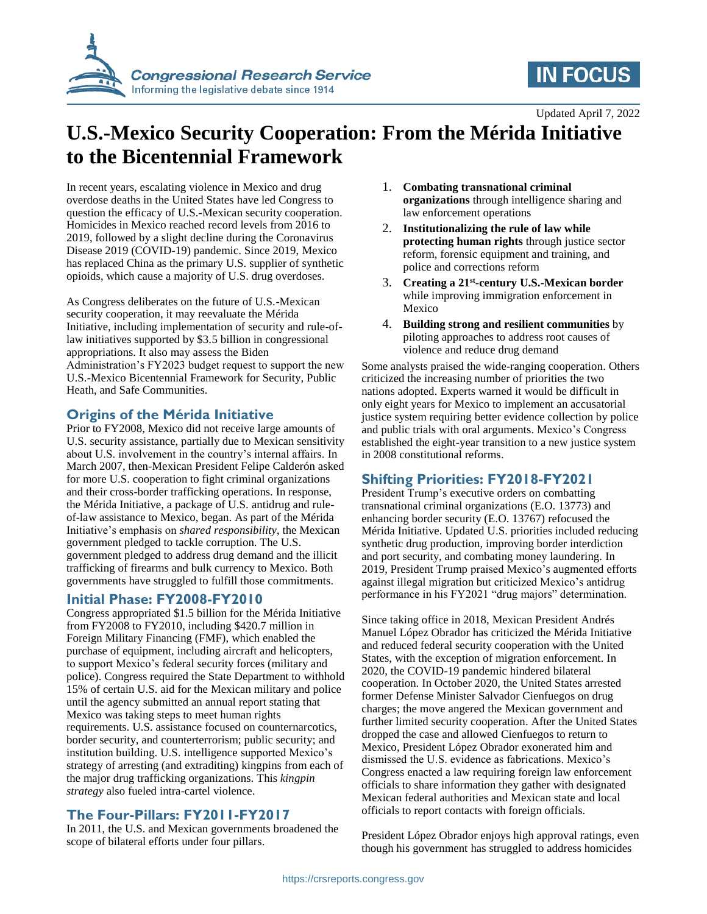Updated April 7, 2022

# U.S.-Mexico Security Cooperation: From the Mérida Initiative to the Bicentennial Framework

In recent years, escalating violence in Mexico and drug overdose deaths in the United States have led Congress to question the efficacy of U.S.-Mexican security cooperation. Homicides in Mexico reached record levels from 2016 to 2019, followed by a slight decline during the Coronavirus Disease 2019 (COVID-19) pandemic. Since 2019, Mexico has replaced China as the primary U.S. supplier of synthetic opioids, which cause a majority of U.S. drug overdoses.

As Congress deliberates on the future of U.S.-Mexican security cooperation, it may reevaluate the Mérida Initiative, including implementation of security and rule-of-law initiatives supported by $3.5 billion in congressional appropriations. It also may assess the Biden Administration's FY2023 budget request to support the new U.S.-Mexico Bicentennial Framework for Security, Public Heath, and Safe Communities.

## Origins of the Mérida Initiative

Prior to FY2008, Mexico did not receive large amounts of U.S. security assistance, partially due to Mexican sensitivity about U.S. involvement in the country's internal affairs. In March 2007, then-Mexican President Felipe Calderón asked for more U.S. cooperation to fight criminal organizations and their cross-border trafficking operations. In response, the Mérida Initiative, a package of U.S. antidrug and rule-of-law assistance to Mexico, began. As part of the Mérida Initiative's emphasis on *shared responsibility*, the Mexican government pledged to tackle corruption. The U.S. government pledged to address drug demand and the illicit trafficking of firearms and bulk currency to Mexico. Both governments have struggled to fulfill those commitments.

## Initial Phase: FY2008-FY2010

Congress appropriated $1.5 billion for the Mérida Initiative from FY2008 to FY2010, including $420.7 million in Foreign Military Financing (FMF), which enabled the purchase of equipment, including aircraft and helicopters, to support Mexico's federal security forces (military and police). Congress required the State Department to withhold 15% of certain U.S. aid for the Mexican military and police until the agency submitted an annual report stating that Mexico was taking steps to meet human rights requirements. U.S. assistance focused on counternarcotics, border security, and counterterrorism; public security; and institution building. U.S. intelligence supported Mexico's strategy of arresting (and extraditing) kingpins from each of the major drug trafficking organizations. This *kingpin strategy* also fueled intra-cartel violence.

## The Four-Pillars: FY2011-FY2017

In 2011, the U.S. and Mexican governments broadened the scope of bilateral efforts under four pillars.

1. **Combating transnational criminal organizations** through intelligence sharing and law enforcement operations
2. **Institutionalizing the rule of law while protecting human rights** through justice sector reform, forensic equipment and training, and police and corrections reform
3. **Creating a 21st-century U.S.-Mexican border** while improving immigration enforcement in Mexico
4. **Building strong and resilient communities** by piloting approaches to address root causes of violence and reduce drug demand

Some analysts praised the wide-ranging cooperation. Others criticized the increasing number of priorities the two nations adopted. Experts warned it would be difficult in only eight years for Mexico to implement an accusatorial justice system requiring better evidence collection by police and public trials with oral arguments. Mexico's Congress established the eight-year transition to a new justice system in 2008 constitutional reforms.

## Shifting Priorities: FY2018-FY2021

President Trump's executive orders on combatting transnational criminal organizations (E.O. 13773) and enhancing border security (E.O. 13767) refocused the Mérida Initiative. Updated U.S. priorities included reducing synthetic drug production, improving border interdiction and port security, and combating money laundering. In 2019, President Trump praised Mexico's augmented efforts against illegal migration but criticized Mexico's antidrug performance in his FY2021 "drug majors" determination.

Since taking office in 2018, Mexican President Andrés Manuel López Obrador has criticized the Mérida Initiative and reduced federal security cooperation with the United States, with the exception of migration enforcement. In 2020, the COVID-19 pandemic hindered bilateral cooperation. In October 2020, the United States arrested former Defense Minister Salvador Cienfuegos on drug charges; the move angered the Mexican government and further limited security cooperation. After the United States dropped the case and allowed Cienfuegos to return to Mexico, President López Obrador exonerated him and dismissed the U.S. evidence as fabrications. Mexico's Congress enacted a law requiring foreign law enforcement officials to share information they gather with designated Mexican federal authorities and Mexican state and local officials to report contacts with foreign officials.

President López Obrador enjoys high approval ratings, even though his government has struggled to address homicides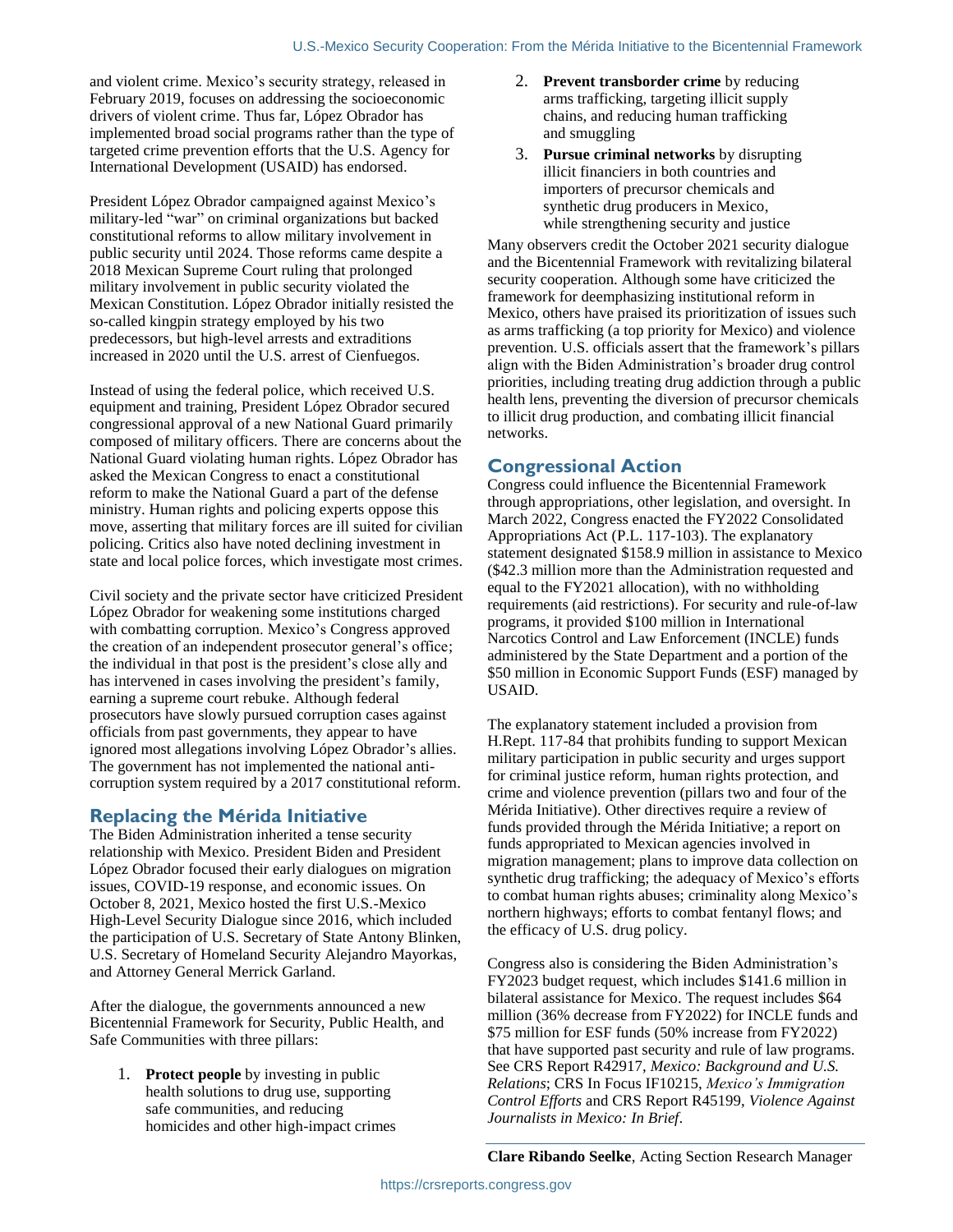and violent crime. Mexico's security strategy, released in February 2019, focuses on addressing the socioeconomic drivers of violent crime. Thus far, López Obrador has implemented broad social programs rather than the type of targeted crime prevention efforts that the U.S. Agency for International Development (USAID) has endorsed.

President López Obrador campaigned against Mexico's military-led "war" on criminal organizations but backed constitutional reforms to allow military involvement in public security until 2024. Those reforms came despite a 2018 Mexican Supreme Court ruling that prolonged military involvement in public security violated the Mexican Constitution. López Obrador initially resisted the so-called kingpin strategy employed by his two predecessors, but high-level arrests and extraditions increased in 2020 until the U.S. arrest of Cienfuegos.

Instead of using the federal police, which received U.S. equipment and training, President López Obrador secured congressional approval of a new National Guard primarily composed of military officers. There are concerns about the National Guard violating human rights. López Obrador has asked the Mexican Congress to enact a constitutional reform to make the National Guard a part of the defense ministry. Human rights and policing experts oppose this move, asserting that military forces are ill suited for civilian policing. Critics also have noted declining investment in state and local police forces, which investigate most crimes.

Civil society and the private sector have criticized President López Obrador for weakening some institutions charged with combatting corruption. Mexico's Congress approved the creation of an independent prosecutor general's office; the individual in that post is the president's close ally and has intervened in cases involving the president's family, earning a supreme court rebuke. Although federal prosecutors have slowly pursued corruption cases against officials from past governments, they appear to have ignored most allegations involving López Obrador's allies. The government has not implemented the national anti-corruption system required by a 2017 constitutional reform.

## Replacing the Mérida Initiative

The Biden Administration inherited a tense security relationship with Mexico. President Biden and President López Obrador focused their early dialogues on migration issues, COVID-19 response, and economic issues. On October 8, 2021, Mexico hosted the first U.S.-Mexico High-Level Security Dialogue since 2016, which included the participation of U.S. Secretary of State Antony Blinken, U.S. Secretary of Homeland Security Alejandro Mayorkas, and Attorney General Merrick Garland.

After the dialogue, the governments announced a new Bicentennial Framework for Security, Public Health, and Safe Communities with three pillars:

1. **Protect people** by investing in public health solutions to drug use, supporting safe communities, and reducing homicides and other high-impact crimes
2. **Prevent transborder crime** by reducing arms trafficking, targeting illicit supply chains, and reducing human trafficking and smuggling
3. **Pursue criminal networks** by disrupting illicit financiers in both countries and importers of precursor chemicals and synthetic drug producers in Mexico, while strengthening security and justice

Many observers credit the October 2021 security dialogue and the Bicentennial Framework with revitalizing bilateral security cooperation. Although some have criticized the framework for deemphasizing institutional reform in Mexico, others have praised its prioritization of issues such as arms trafficking (a top priority for Mexico) and violence prevention. U.S. officials assert that the framework's pillars align with the Biden Administration's broader drug control priorities, including treating drug addiction through a public health lens, preventing the diversion of precursor chemicals to illicit drug production, and combating illicit financial networks.

## Congressional Action

Congress could influence the Bicentennial Framework through appropriations, other legislation, and oversight. In March 2022, Congress enacted the FY2022 Consolidated Appropriations Act (P.L. 117-103). The explanatory statement designated $158.9 million in assistance to Mexico ($42.3 million more than the Administration requested and equal to the FY2021 allocation), with no withholding requirements (aid restrictions). For security and rule-of-law programs, it provided $100 million in International Narcotics Control and Law Enforcement (INCLE) funds administered by the State Department and a portion of the $50 million in Economic Support Funds (ESF) managed by USAID.

The explanatory statement included a provision from H.Rept. 117-84 that prohibits funding to support Mexican military participation in public security and urges support for criminal justice reform, human rights protection, and crime and violence prevention (pillars two and four of the Mérida Initiative). Other directives require a review of funds provided through the Mérida Initiative; a report on funds appropriated to Mexican agencies involved in migration management; plans to improve data collection on synthetic drug trafficking; the adequacy of Mexico's efforts to combat human rights abuses; criminality along Mexico's northern highways; efforts to combat fentanyl flows; and the efficacy of U.S. drug policy.

Congress also is considering the Biden Administration's FY2023 budget request, which includes $141.6 million in bilateral assistance for Mexico. The request includes $64 million (36% decrease from FY2022) for INCLE funds and $75 million for ESF funds (50% increase from FY2022) that have supported past security and rule of law programs. See CRS Report R42917, *Mexico: Background and U.S. Relations*; CRS In Focus IF10215, *Mexico's Immigration Control Efforts* and CRS Report R45199, *Violence Against Journalists in Mexico: In Brief*.

**Clare Ribando Seelke**, Acting Section Research Manager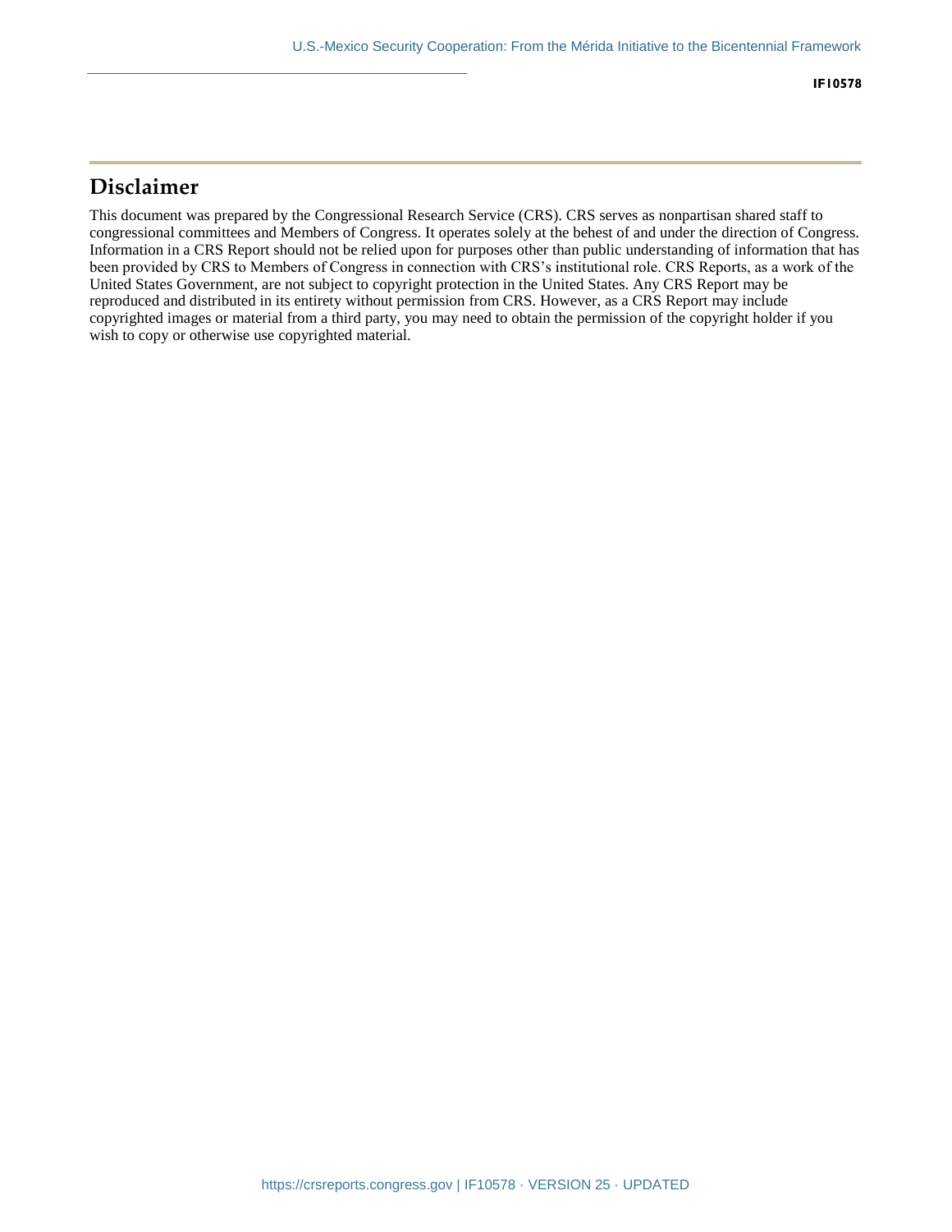## Disclaimer

This document was prepared by the Congressional Research Service (CRS). CRS serves as nonpartisan shared staff to congressional committees and Members of Congress. It operates solely at the behest of and under the direction of Congress. Information in a CRS Report should not be relied upon for purposes other than public understanding of information that has been provided by CRS to Members of Congress in connection with CRS's institutional role. CRS Reports, as a work of the United States Government, are not subject to copyright protection in the United States. Any CRS Report may be reproduced and distributed in its entirety without permission from CRS. However, as a CRS Report may include copyrighted images or material from a third party, you may need to obtain the permission of the copyright holder if you wish to copy or otherwise use copyrighted material.